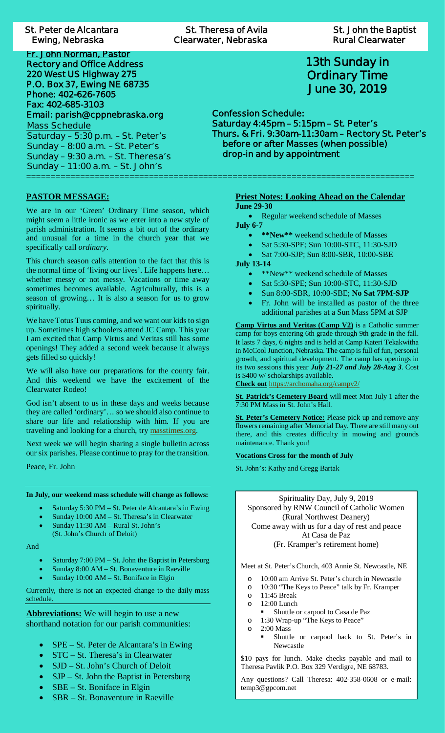**St. Peter de Alcantara**
Ewing, Nebraska

**St. Theresa of Avila**
Clearwater, Nebraska

**St. John the Baptist**
Rural Clearwater

**Fr. John Norman, Pastor**
**Rectory and Office Address**
**220 West US Highway 275**
**P.O. Box 37, Ewing NE 68735**
**Phone: 402-626-7605**
**Fax: 402-685-3103**
**Email: parish@cppnebraska.org**

Mass Schedule
Saturday – 5:30 p.m. – St. Peter's
Sunday – 8:00 a.m. – St. Peter's
Sunday – 9:30 a.m. – St. Theresa's
Sunday – 11:00 a.m. – St. John's

# 13th Sunday in Ordinary Time
# June 30, 2019

**Confession Schedule:**
**Saturday 4:45pm – 5:15pm – St. Peter's**
**Thurs. & Fri. 9:30am-11:30am – Rectory St. Peter's**
**before or after Masses (when possible)**
**drop-in and by appointment**

---

## PASTOR MESSAGE:

We are in our 'Green' Ordinary Time season, which might seem a little ironic as we enter into a new style of parish administration. It seems a bit out of the ordinary and unusual for a time in the church year that we specifically call *ordinary*.

This church season calls attention to the fact that this is the normal time of 'living our lives'. Life happens here… whether messy or not messy. Vacations or time away sometimes becomes available. Agriculturally, this is a season of growing… It is also a season for us to grow spiritually.

We have Totus Tuus coming, and we want our kids to sign up. Sometimes high schoolers attend JC Camp. This year I am excited that Camp Virtus and Veritas still has some openings! They added a second week because it always gets filled so quickly!

We will also have our preparations for the county fair. And this weekend we have the excitement of the Clearwater Rodeo!

God isn't absent to us in these days and weeks because they are called 'ordinary'… so we should also continue to share our life and relationship with him. If you are traveling and looking for a church, try masstimes.org.

Next week we will begin sharing a single bulletin across our six parishes. Please continue to pray for the transition.

Peace, Fr. John

---

**In July, our weekend mass schedule will change as follows:**

- Saturday 5:30 PM – St. Peter de Alcantara's in Ewing
- Sunday 10:00 AM – St. Theresa's in Clearwater
- Sunday 11:30 AM – Rural St. John's (St. John's Church of Deloit)

And

- Saturday 7:00 PM – St. John the Baptist in Petersburg
- Sunday 8:00 AM – St. Bonaventure in Raeville
- Sunday 10:00 AM – St. Boniface in Elgin

Currently, there is not an expected change to the daily mass schedule.

---

**Abbreviations:** We will begin to use a new shorthand notation for our parish communities:

- SPE – St. Peter de Alcantara's in Ewing
- STC – St. Theresa's in Clearwater
- SJD – St. John's Church of Deloit
- SJP – St. John the Baptist in Petersburg
- SBE – St. Boniface in Elgin
- SBR – St. Bonaventure in Raeville

## Priest Notes: Looking Ahead on the Calendar

**June 29-30**

- Regular weekend schedule of Masses

**July 6-7**

- **\*\*New\*\*** weekend schedule of Masses
- Sat 5:30-SPE; Sun 10:00-STC, 11:30-SJD
- Sat 7:00-SJP; Sun 8:00-SBR, 10:00-SBE

**July 13-14**

- \*\*New\*\* weekend schedule of Masses
- Sat 5:30-SPE; Sun 10:00-STC, 11:30-SJD
- Sun 8:00-SBR, 10:00-SBE; **No Sat 7PM-SJP**
- Fr. John will be installed as pastor of the three additional parishes at a Sun Mass 5PM at SJP

**Camp Virtus and Veritas (Camp V2)** is a Catholic summer camp for boys entering 6th grade through 9th grade in the fall. It lasts 7 days, 6 nights and is held at Camp Kateri Tekakwitha in McCool Junction, Nebraska. The camp is full of fun, personal growth, and spiritual development. The camp has openings in its two sessions this year ***July 21-27 and July 28-Aug 3***. Cost is $400 w/ scholarships available.
**Check out** https://archomaha.org/campv2/

**St. Patrick's Cemetery Board** will meet Mon July 1 after the 7:30 PM Mass in St. John's Hall.

**St. Peter's Cemetery Notice:** Please pick up and remove any flowers remaining after Memorial Day. There are still many out there, and this creates difficulty in mowing and grounds maintenance. Thank you!

**Vocations Cross for the month of July**

St. John's: Kathy and Gregg Bartak

---

Spirituality Day, July 9, 2019
Sponsored by RNW Council of Catholic Women
(Rural Northwest Deanery)
Come away with us for a day of rest and peace
At Casa de Paz
(Fr. Kramper's retirement home)

Meet at St. Peter's Church, 403 Annie St. Newcastle, NE

- 10:00 am Arrive St. Peter's church in Newcastle
- 10:30 "The Keys to Peace" talk by Fr. Kramper
- 11:45 Break
- 12:00 Lunch
  - Shuttle or carpool to Casa de Paz
- 1:30 Wrap-up "The Keys to Peace"
- 2:00 Mass
  - Shuttle or carpool back to St. Peter's in Newcastle

$10 pays for lunch. Make checks payable and mail to Theresa Pavlik P.O. Box 329 Verdigre, NE 68783.

Any questions? Call Theresa: 402-358-0608 or e-mail: temp3@gpcom.net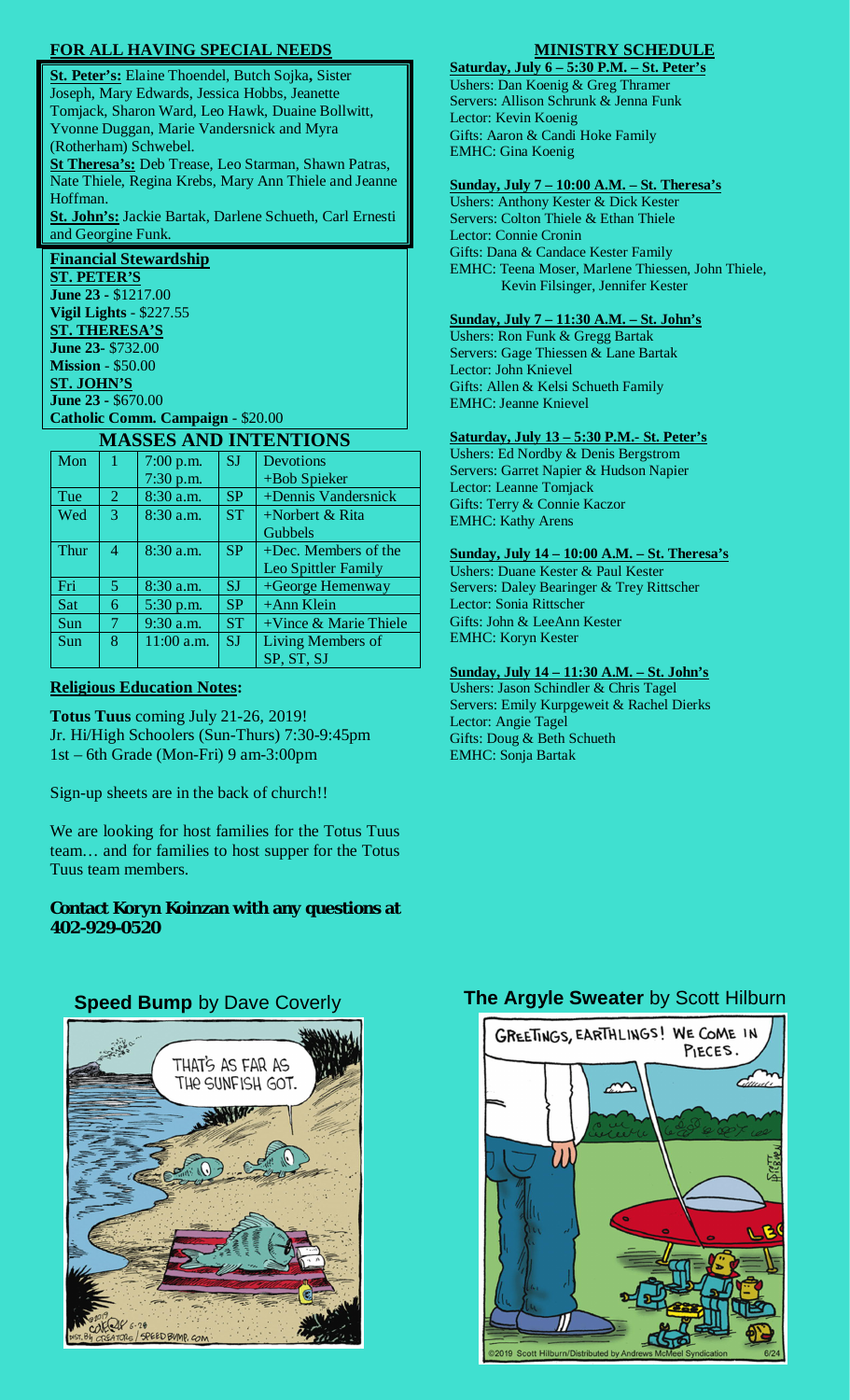## FOR ALL HAVING SPECIAL NEEDS

**St. Peter's:** Elaine Thoendel, Butch Sojka**,** Sister Joseph, Mary Edwards, Jessica Hobbs, Jeanette Tomjack, Sharon Ward, Leo Hawk, Duaine Bollwitt, Yvonne Duggan, Marie Vandersnick and Myra (Rotherham) Schwebel.

**St Theresa's:** Deb Trease, Leo Starman, Shawn Patras, Nate Thiele, Regina Krebs, Mary Ann Thiele and Jeanne Hoffman.

**St. John's:** Jackie Bartak, Darlene Schueth, Carl Ernesti and Georgine Funk.

**Financial Stewardship**

**ST. PETER'S**
**June 23 -** $1217.00
**Vigil Lights -** $227.55

**ST. THERESA'S**
**June 23-** $732.00
**Mission -** $50.00

**ST. JOHN'S**
**June 23 -** $670.00
**Catholic Comm. Campaign -** $20.00

## MASSES AND INTENTIONS

| | | | | |
|---|---|---|---|---|
| Mon | 1 | 7:00 p.m.<br>7:30 p.m. | SJ | Devotions<br>+Bob Spieker |
| Tue | 2 | 8:30 a.m. | SP | +Dennis Vandersnick |
| Wed | 3 | 8:30 a.m. | ST | +Norbert & Rita Gubbels |
| Thur | 4 | 8:30 a.m. | SP | +Dec. Members of the Leo Spittler Family |
| Fri | 5 | 8:30 a.m. | SJ | +George Hemenway |
| Sat | 6 | 5:30 p.m. | SP | +Ann Klein |
| Sun | 7 | 9:30 a.m. | ST | +Vince & Marie Thiele |
| Sun | 8 | 11:00 a.m. | SJ | Living Members of SP, ST, SJ |

**Religious Education Notes:**

**Totus Tuus** coming July 21-26, 2019!
Jr. Hi/High Schoolers (Sun-Thurs) 7:30-9:45pm
1st – 6th Grade (Mon-Fri) 9 am-3:00pm

Sign-up sheets are in the back of church!!

We are looking for host families for the Totus Tuus team… and for families to host supper for the Totus Tuus team members.

**Contact Koryn Koinzan with any questions at 402-929-0520**

## MINISTRY SCHEDULE

**Saturday, July 6 – 5:30 P.M. – St. Peter's**
Ushers: Dan Koenig & Greg Thramer
Servers: Allison Schrunk & Jenna Funk
Lector: Kevin Koenig
Gifts: Aaron & Candi Hoke Family
EMHC: Gina Koenig

**Sunday, July 7 – 10:00 A.M. – St. Theresa's**
Ushers: Anthony Kester & Dick Kester
Servers: Colton Thiele & Ethan Thiele
Lector: Connie Cronin
Gifts: Dana & Candace Kester Family
EMHC: Teena Moser, Marlene Thiessen, John Thiele, Kevin Filsinger, Jennifer Kester

**Sunday, July 7 – 11:30 A.M. – St. John's**
Ushers: Ron Funk & Gregg Bartak
Servers: Gage Thiessen & Lane Bartak
Lector: John Knievel
Gifts: Allen & Kelsi Schueth Family
EMHC: Jeanne Knievel

**Saturday, July 13 – 5:30 P.M.- St. Peter's**
Ushers: Ed Nordby & Denis Bergstrom
Servers: Garret Napier & Hudson Napier
Lector: Leanne Tomjack
Gifts: Terry & Connie Kaczor
EMHC: Kathy Arens

**Sunday, July 14 – 10:00 A.M. – St. Theresa's**
Ushers: Duane Kester & Paul Kester
Servers: Daley Bearinger & Trey Rittscher
Lector: Sonia Rittscher
Gifts: John & LeeAnn Kester
EMHC: Koryn Kester

**Sunday, July 14 – 11:30 A.M. – St. John's**
Ushers: Jason Schindler & Chris Tagel
Servers: Emily Kurpgeweit & Rachel Dierks
Lector: Angie Tagel
Gifts: Doug & Beth Schueth
EMHC: Sonja Bartak

**Speed Bump** by Dave Coverly

**The Argyle Sweater** by Scott Hilburn